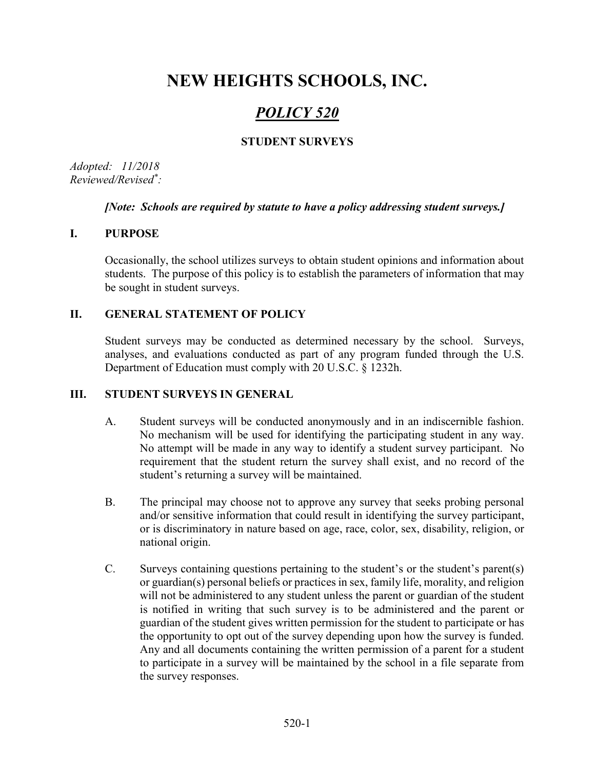# NEW HEIGHTS SCHOOLS, INC.

## *POLICY 520*

### STUDENT SURVEYS

*Adopted: 11/2018*
*Reviewed/Revised*:*

***[Note: Schools are required by statute to have a policy addressing student surveys.]***

## I. PURPOSE

Occasionally, the school utilizes surveys to obtain student opinions and information about students. The purpose of this policy is to establish the parameters of information that may be sought in student surveys.

## II. GENERAL STATEMENT OF POLICY

Student surveys may be conducted as determined necessary by the school. Surveys, analyses, and evaluations conducted as part of any program funded through the U.S. Department of Education must comply with 20 U.S.C. § 1232h.

## III. STUDENT SURVEYS IN GENERAL

A. Student surveys will be conducted anonymously and in an indiscernible fashion. No mechanism will be used for identifying the participating student in any way. No attempt will be made in any way to identify a student survey participant. No requirement that the student return the survey shall exist, and no record of the student's returning a survey will be maintained.

B. The principal may choose not to approve any survey that seeks probing personal and/or sensitive information that could result in identifying the survey participant, or is discriminatory in nature based on age, race, color, sex, disability, religion, or national origin.

C. Surveys containing questions pertaining to the student's or the student's parent(s) or guardian(s) personal beliefs or practices in sex, family life, morality, and religion will not be administered to any student unless the parent or guardian of the student is notified in writing that such survey is to be administered and the parent or guardian of the student gives written permission for the student to participate or has the opportunity to opt out of the survey depending upon how the survey is funded. Any and all documents containing the written permission of a parent for a student to participate in a survey will be maintained by the school in a file separate from the survey responses.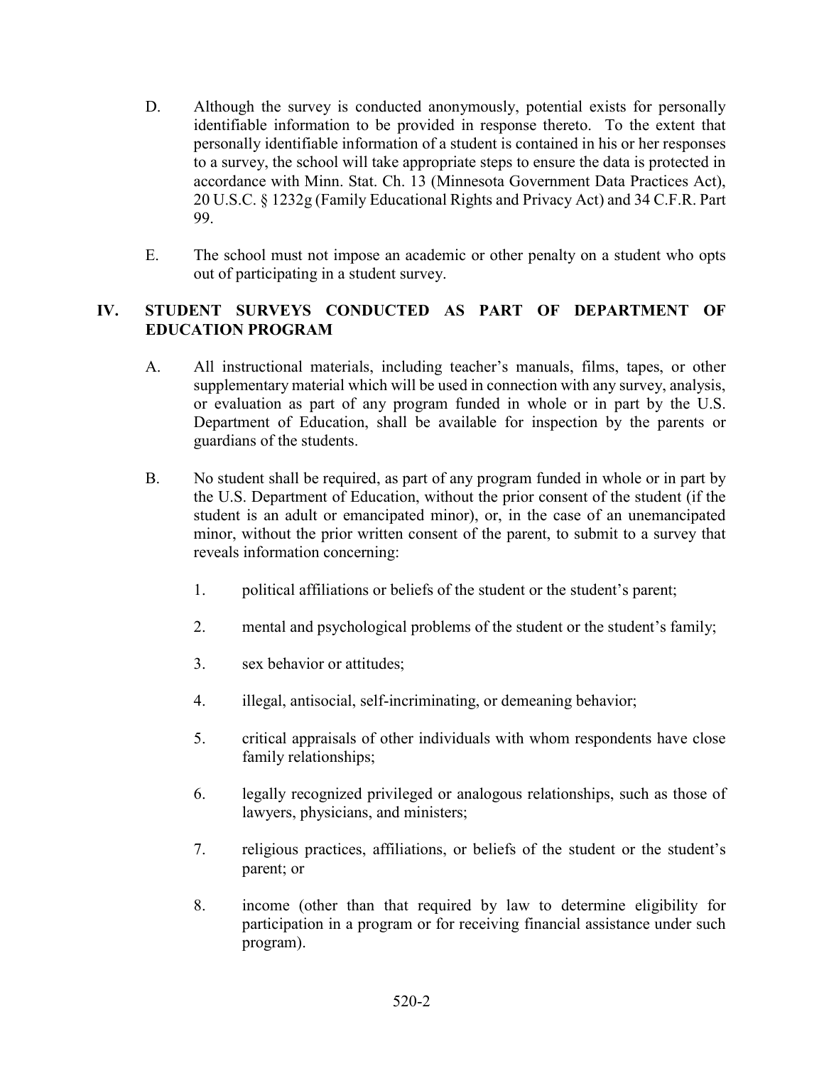D. Although the survey is conducted anonymously, potential exists for personally identifiable information to be provided in response thereto. To the extent that personally identifiable information of a student is contained in his or her responses to a survey, the school will take appropriate steps to ensure the data is protected in accordance with Minn. Stat. Ch. 13 (Minnesota Government Data Practices Act), 20 U.S.C. § 1232g (Family Educational Rights and Privacy Act) and 34 C.F.R. Part 99.

E. The school must not impose an academic or other penalty on a student who opts out of participating in a student survey.

## IV. STUDENT SURVEYS CONDUCTED AS PART OF DEPARTMENT OF EDUCATION PROGRAM

A. All instructional materials, including teacher's manuals, films, tapes, or other supplementary material which will be used in connection with any survey, analysis, or evaluation as part of any program funded in whole or in part by the U.S. Department of Education, shall be available for inspection by the parents or guardians of the students.

B. No student shall be required, as part of any program funded in whole or in part by the U.S. Department of Education, without the prior consent of the student (if the student is an adult or emancipated minor), or, in the case of an unemancipated minor, without the prior written consent of the parent, to submit to a survey that reveals information concerning:

1. political affiliations or beliefs of the student or the student's parent;

2. mental and psychological problems of the student or the student's family;

3. sex behavior or attitudes;

4. illegal, antisocial, self-incriminating, or demeaning behavior;

5. critical appraisals of other individuals with whom respondents have close family relationships;

6. legally recognized privileged or analogous relationships, such as those of lawyers, physicians, and ministers;

7. religious practices, affiliations, or beliefs of the student or the student's parent; or

8. income (other than that required by law to determine eligibility for participation in a program or for receiving financial assistance under such program).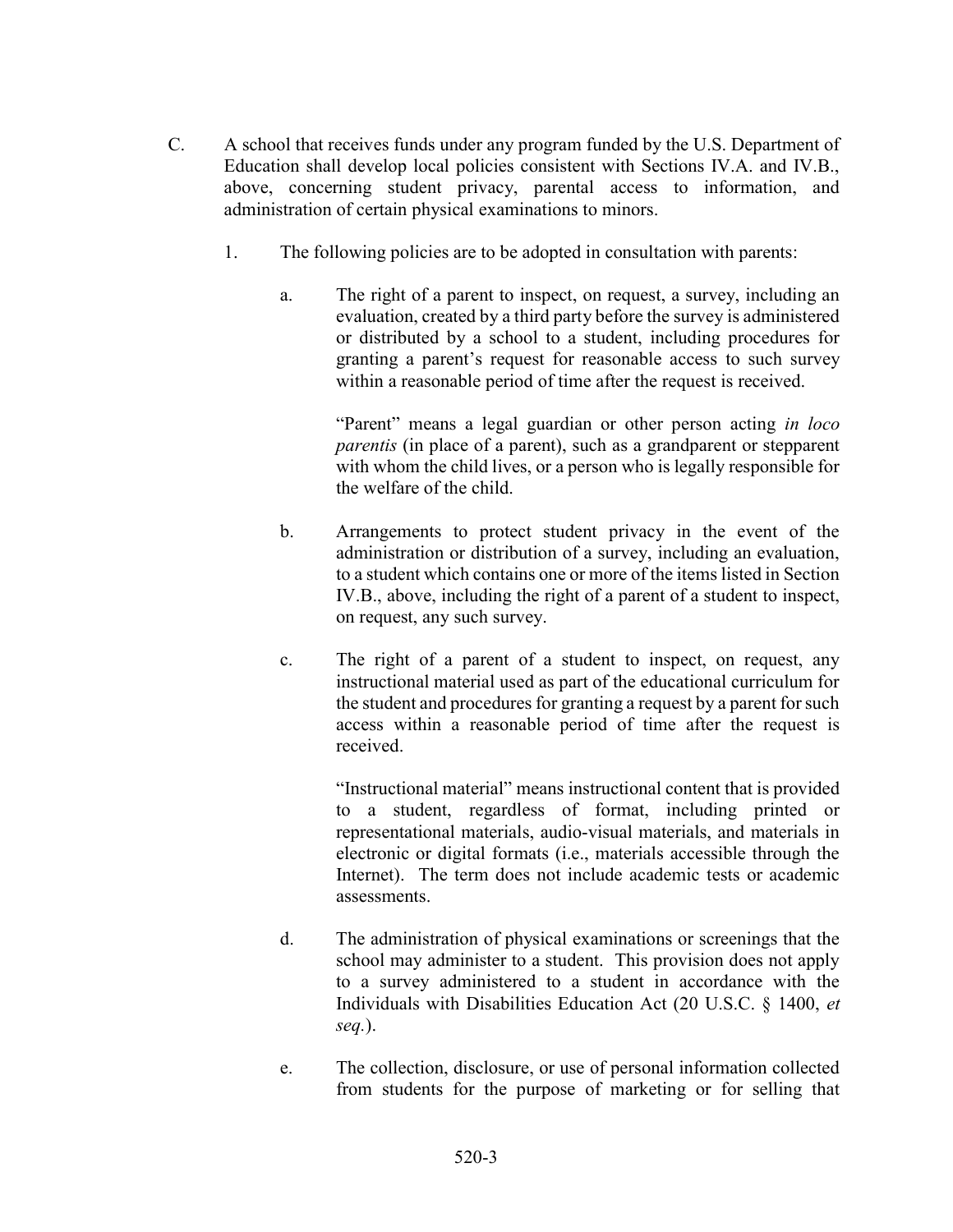C. A school that receives funds under any program funded by the U.S. Department of Education shall develop local policies consistent with Sections IV.A. and IV.B., above, concerning student privacy, parental access to information, and administration of certain physical examinations to minors.

1. The following policies are to be adopted in consultation with parents:

a. The right of a parent to inspect, on request, a survey, including an evaluation, created by a third party before the survey is administered or distributed by a school to a student, including procedures for granting a parent's request for reasonable access to such survey within a reasonable period of time after the request is received.

"Parent" means a legal guardian or other person acting *in loco parentis* (in place of a parent), such as a grandparent or stepparent with whom the child lives, or a person who is legally responsible for the welfare of the child.

b. Arrangements to protect student privacy in the event of the administration or distribution of a survey, including an evaluation, to a student which contains one or more of the items listed in Section IV.B., above, including the right of a parent of a student to inspect, on request, any such survey.

c. The right of a parent of a student to inspect, on request, any instructional material used as part of the educational curriculum for the student and procedures for granting a request by a parent for such access within a reasonable period of time after the request is received.

"Instructional material" means instructional content that is provided to a student, regardless of format, including printed or representational materials, audio-visual materials, and materials in electronic or digital formats (i.e., materials accessible through the Internet). The term does not include academic tests or academic assessments.

d. The administration of physical examinations or screenings that the school may administer to a student. This provision does not apply to a survey administered to a student in accordance with the Individuals with Disabilities Education Act (20 U.S.C. § 1400, *et seq.*).

e. The collection, disclosure, or use of personal information collected from students for the purpose of marketing or for selling that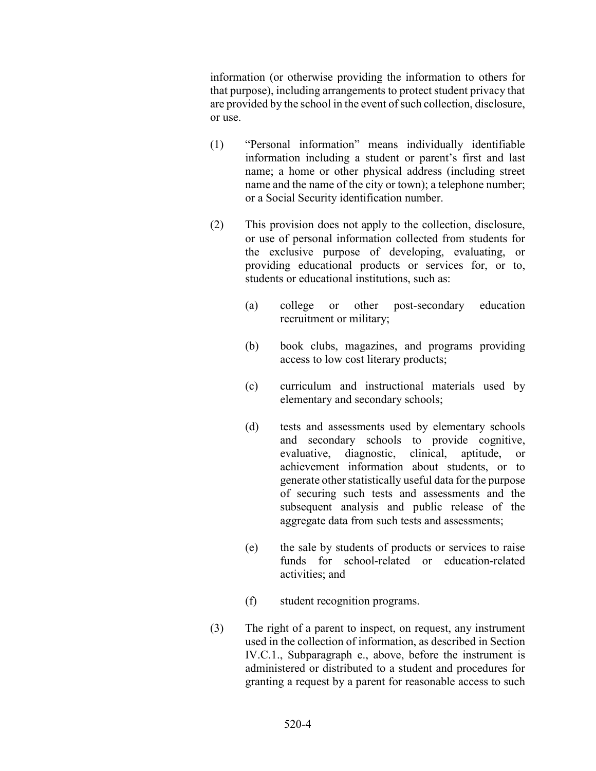information (or otherwise providing the information to others for that purpose), including arrangements to protect student privacy that are provided by the school in the event of such collection, disclosure, or use.

(1) "Personal information" means individually identifiable information including a student or parent's first and last name; a home or other physical address (including street name and the name of the city or town); a telephone number; or a Social Security identification number.

(2) This provision does not apply to the collection, disclosure, or use of personal information collected from students for the exclusive purpose of developing, evaluating, or providing educational products or services for, or to, students or educational institutions, such as:

  (a) college or other post-secondary education recruitment or military;

  (b) book clubs, magazines, and programs providing access to low cost literary products;

  (c) curriculum and instructional materials used by elementary and secondary schools;

  (d) tests and assessments used by elementary schools and secondary schools to provide cognitive, evaluative, diagnostic, clinical, aptitude, or achievement information about students, or to generate other statistically useful data for the purpose of securing such tests and assessments and the subsequent analysis and public release of the aggregate data from such tests and assessments;

  (e) the sale by students of products or services to raise funds for school-related or education-related activities; and

  (f) student recognition programs.

(3) The right of a parent to inspect, on request, any instrument used in the collection of information, as described in Section IV.C.1., Subparagraph e., above, before the instrument is administered or distributed to a student and procedures for granting a request by a parent for reasonable access to such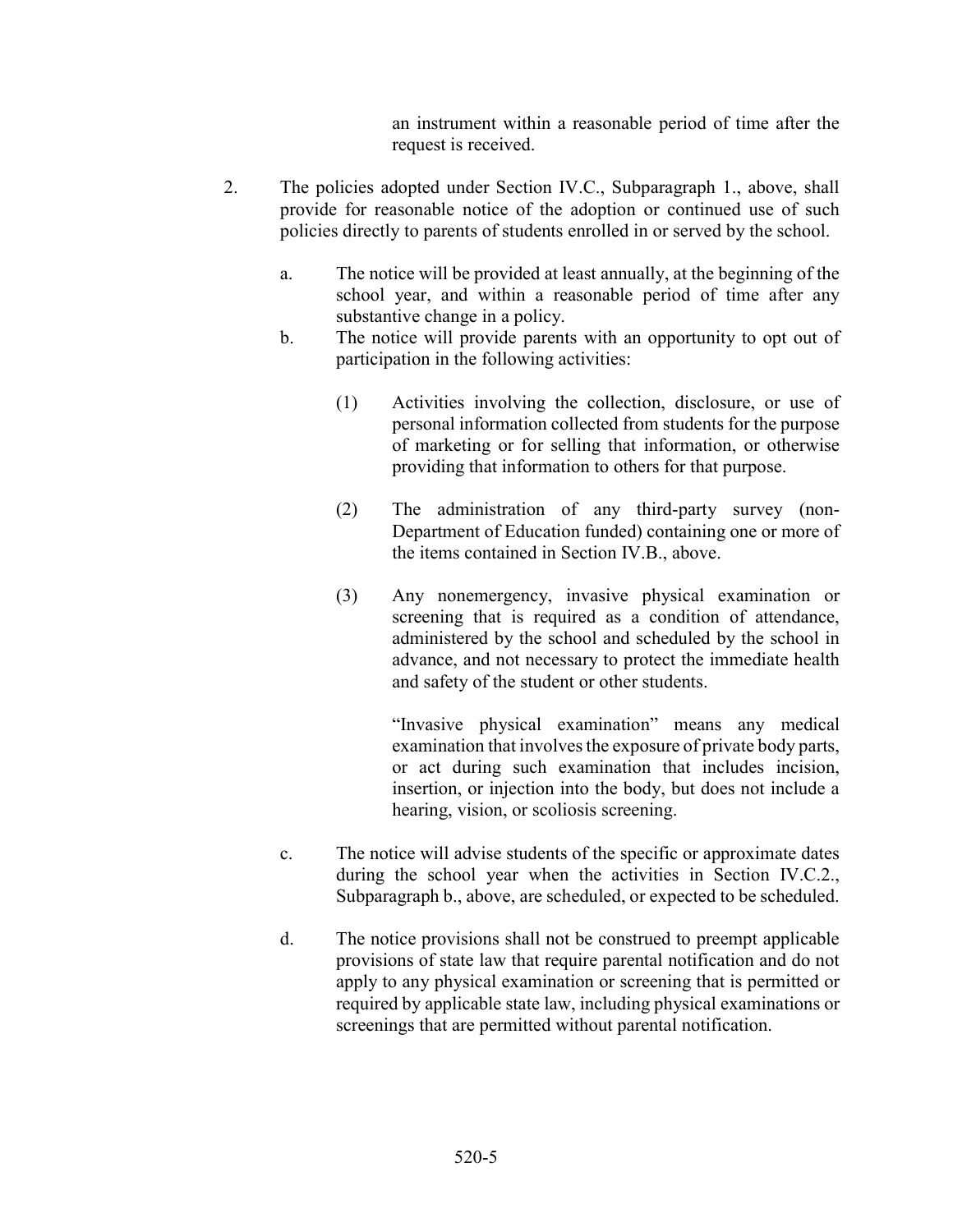an instrument within a reasonable period of time after the request is received.

2. The policies adopted under Section IV.C., Subparagraph 1., above, shall provide for reasonable notice of the adoption or continued use of such policies directly to parents of students enrolled in or served by the school.

   a. The notice will be provided at least annually, at the beginning of the school year, and within a reasonable period of time after any substantive change in a policy.

   b. The notice will provide parents with an opportunity to opt out of participation in the following activities:

      (1) Activities involving the collection, disclosure, or use of personal information collected from students for the purpose of marketing or for selling that information, or otherwise providing that information to others for that purpose.

      (2) The administration of any third-party survey (non-Department of Education funded) containing one or more of the items contained in Section IV.B., above.

      (3) Any nonemergency, invasive physical examination or screening that is required as a condition of attendance, administered by the school and scheduled by the school in advance, and not necessary to protect the immediate health and safety of the student or other students.

      "Invasive physical examination" means any medical examination that involves the exposure of private body parts, or act during such examination that includes incision, insertion, or injection into the body, but does not include a hearing, vision, or scoliosis screening.

   c. The notice will advise students of the specific or approximate dates during the school year when the activities in Section IV.C.2., Subparagraph b., above, are scheduled, or expected to be scheduled.

   d. The notice provisions shall not be construed to preempt applicable provisions of state law that require parental notification and do not apply to any physical examination or screening that is permitted or required by applicable state law, including physical examinations or screenings that are permitted without parental notification.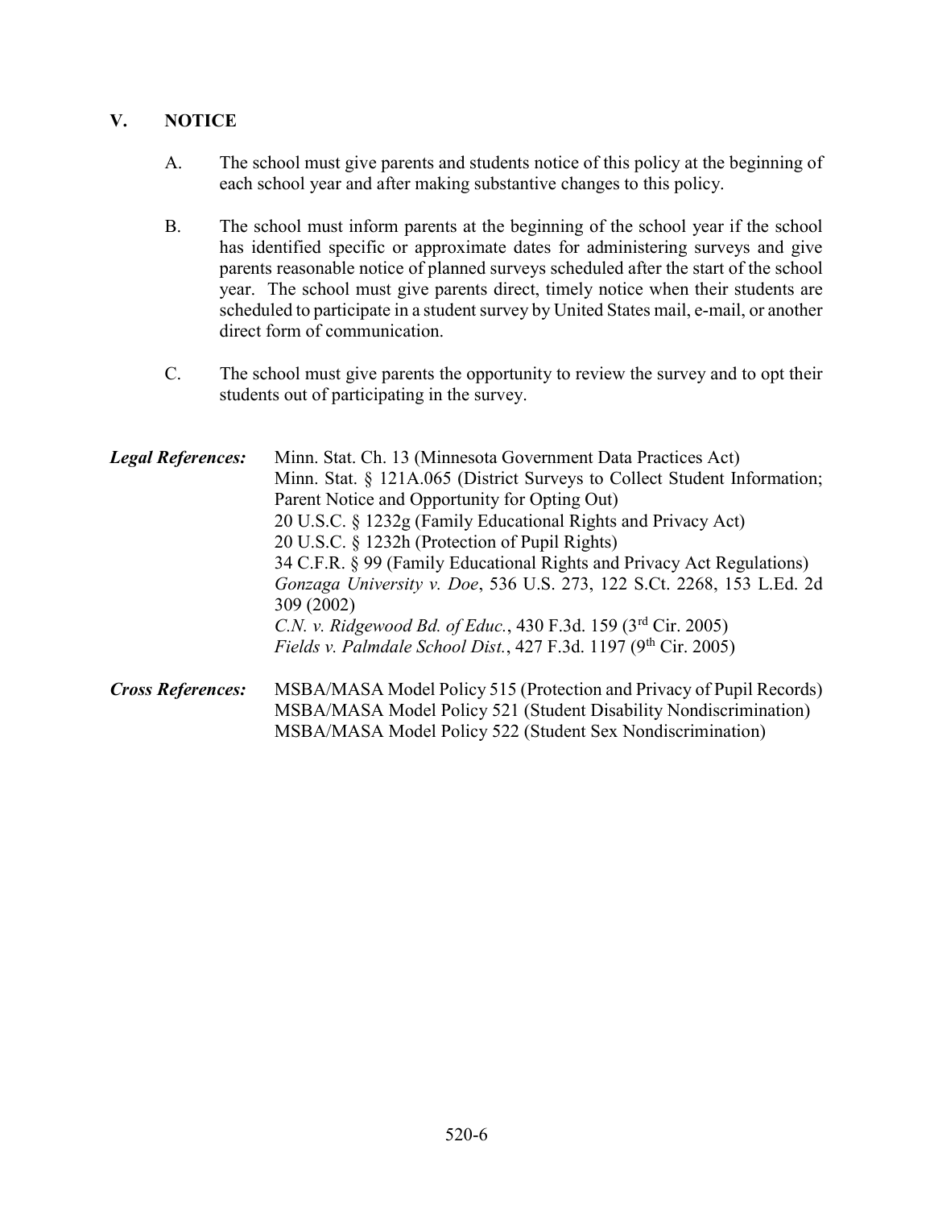## V. NOTICE

A. The school must give parents and students notice of this policy at the beginning of each school year and after making substantive changes to this policy.

B. The school must inform parents at the beginning of the school year if the school has identified specific or approximate dates for administering surveys and give parents reasonable notice of planned surveys scheduled after the start of the school year. The school must give parents direct, timely notice when their students are scheduled to participate in a student survey by United States mail, e-mail, or another direct form of communication.

C. The school must give parents the opportunity to review the survey and to opt their students out of participating in the survey.

***Legal References:***

Minn. Stat. Ch. 13 (Minnesota Government Data Practices Act)
Minn. Stat. § 121A.065 (District Surveys to Collect Student Information; Parent Notice and Opportunity for Opting Out)
20 U.S.C. § 1232g (Family Educational Rights and Privacy Act)
20 U.S.C. § 1232h (Protection of Pupil Rights)
34 C.F.R. § 99 (Family Educational Rights and Privacy Act Regulations)
*Gonzaga University v. Doe*, 536 U.S. 273, 122 S.Ct. 2268, 153 L.Ed. 2d 309 (2002)
*C.N. v. Ridgewood Bd. of Educ.*, 430 F.3d. 159 (3rd Cir. 2005)
*Fields v. Palmdale School Dist.*, 427 F.3d. 1197 (9th Cir. 2005)

***Cross References:***

MSBA/MASA Model Policy 515 (Protection and Privacy of Pupil Records)
MSBA/MASA Model Policy 521 (Student Disability Nondiscrimination)
MSBA/MASA Model Policy 522 (Student Sex Nondiscrimination)